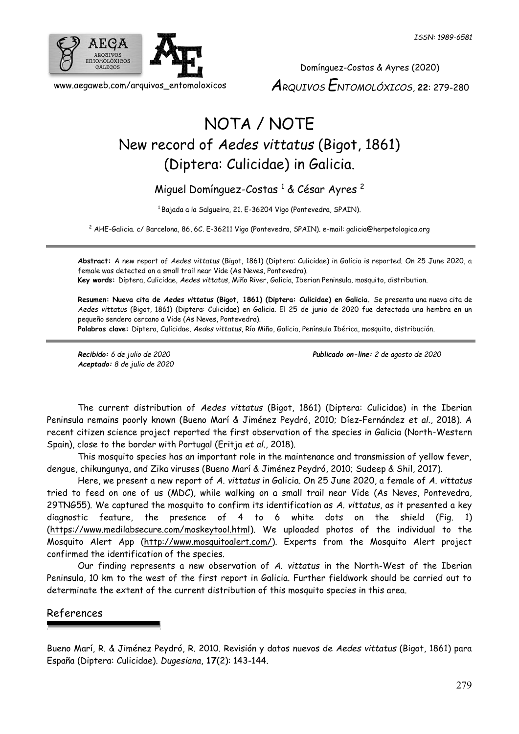# NOTA / NOTE

## New record of *Aedes vittatus* (Bigot, 1861) (Diptera: Culicidae) in Galicia.

Miguel Domínguez-Costas [1] & César Ayres [2]

[1] Bajada a la Salgueira, 21. E-36204 Vigo (Pontevedra, SPAIN).

[2] AHE-Galicia. c/ Barcelona, 86, 6C. E-36211 Vigo (Pontevedra, SPAIN). e-mail: galicia@herpetologica.org

**Abstract:** A new report of *Aedes vittatus* (Bigot, 1861) (Diptera: Culicidae) in Galicia is reported. On 25 June 2020, a female was detected on a small trail near Vide (As Neves, Pontevedra).
**Key words:** Diptera, Culicidae, *Aedes vittatus*, Miño River, Galicia, Iberian Peninsula, mosquito, distribution.

**Resumen: Nueva cita de *Aedes vittatus* (Bigot, 1861) (Diptera: Culicidae) en Galicia.** Se presenta una nueva cita de *Aedes vittatus* (Bigot, 1861) (Diptera: Culicidae) en Galicia. El 25 de junio de 2020 fue detectada una hembra en un pequeño sendero cercano a Vide (As Neves, Pontevedra).
**Palabras clave:** Diptera, Culicidae, *Aedes vittatus*, Río Miño, Galicia, Península Ibérica, mosquito, distribución.

***Recibido:*** *6 de julio de 2020*
***Aceptado:*** *8 de julio de 2020*
***Publicado on-line:*** *2 de agosto de 2020*

The current distribution of *Aedes vittatus* (Bigot, 1861) (Diptera: Culicidae) in the Iberian Peninsula remains poorly known (Bueno Marí & Jiménez Peydró, 2010; Díez-Fernández *et al.*, 2018). A recent citizen science project reported the first observation of the species in Galicia (North-Western Spain), close to the border with Portugal (Eritja *et al.*, 2018).

This mosquito species has an important role in the maintenance and transmission of yellow fever, dengue, chikungunya, and Zika viruses (Bueno Marí & Jiménez Peydró, 2010; Sudeep & Shil, 2017).

Here, we present a new report of *A. vittatus* in Galicia. On 25 June 2020, a female of *A. vittatus* tried to feed on one of us (MDC), while walking on a small trail near Vide (As Neves, Pontevedra, 29TNG55). We captured the mosquito to confirm its identification as *A. vittatus*, as it presented a key diagnostic feature, the presence of 4 to 6 white dots on the shield (Fig. 1) (https://www.medilabsecure.com/moskeytool.html). We uploaded photos of the individual to the Mosquito Alert App (http://www.mosquitoalert.com/). Experts from the Mosquito Alert project confirmed the identification of the species.

Our finding represents a new observation of *A. vittatus* in the North-West of the Iberian Peninsula, 10 km to the west of the first report in Galicia. Further fieldwork should be carried out to determinate the extent of the current distribution of this mosquito species in this area.

## References

Bueno Marí, R. & Jiménez Peydró, R. 2010. Revisión y datos nuevos de *Aedes vittatus* (Bigot, 1861) para España (Diptera: Culicidae). *Dugesiana*, **17**(2): 143-144.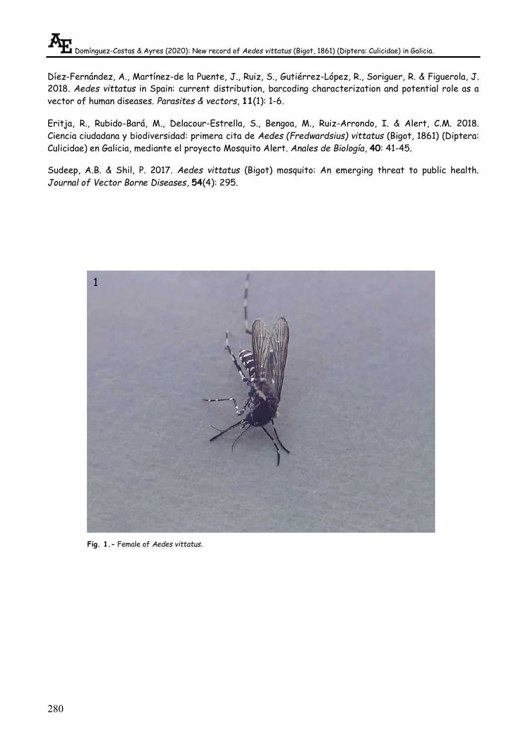Díez-Fernández, A., Martínez-de la Puente, J., Ruiz, S., Gutiérrez-López, R., Soriguer, R. & Figuerola, J. 2018. *Aedes vittatus* in Spain: current distribution, barcoding characterization and potential role as a vector of human diseases. *Parasites & vectors*, **11**(1): 1-6.

Eritja, R., Rubido-Bará, M., Delacour-Estrella, S., Bengoa, M., Ruiz-Arrondo, I. & Alert, C.M. 2018. Ciencia ciudadana y biodiversidad: primera cita de *Aedes (Fredwardsius) vittatus* (Bigot, 1861) (Diptera: Culicidae) en Galicia, mediante el proyecto Mosquito Alert. *Anales de Biología*, **40**: 41-45.

Sudeep, A.B. & Shil, P. 2017. *Aedes vittatus* (Bigot) mosquito: An emerging threat to public health. *Journal of Vector Borne Diseases*, **54**(4): 295.

1

**Fig. 1.-** Female of *Aedes vittatus*.